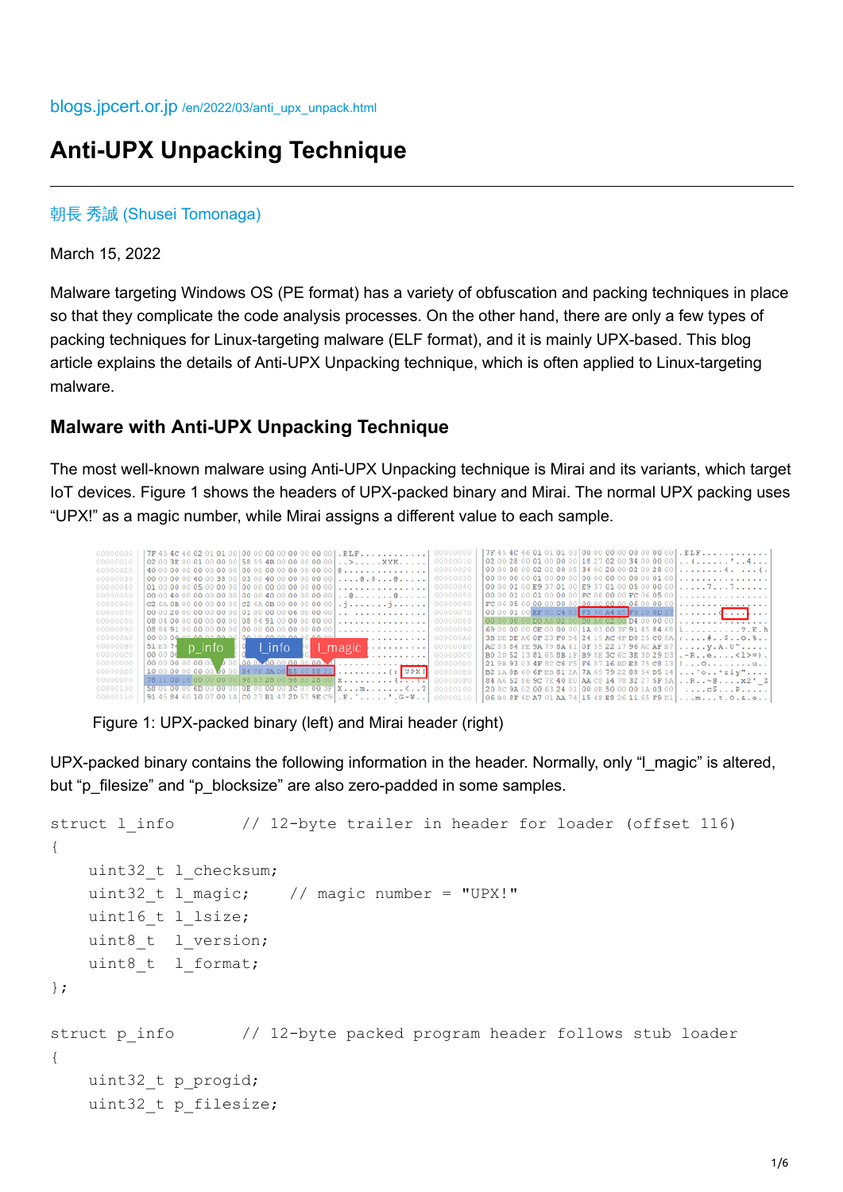blogs.jpcert.or.jp /en/2022/03/anti_upx_unpack.html

# Anti-UPX Unpacking Technique

朝長 秀誠 (Shusei Tomonaga)

March 15, 2022

Malware targeting Windows OS (PE format) has a variety of obfuscation and packing techniques in place so that they complicate the code analysis processes. On the other hand, there are only a few types of packing techniques for Linux-targeting malware (ELF format), and it is mainly UPX-based. This blog article explains the details of Anti-UPX Unpacking technique, which is often applied to Linux-targeting malware.

## Malware with Anti-UPX Unpacking Technique

The most well-known malware using Anti-UPX Unpacking technique is Mirai and its variants, which target IoT devices. Figure 1 shows the headers of UPX-packed binary and Mirai. The normal UPX packing uses "UPX!" as a magic number, while Mirai assigns a different value to each sample.

Figure 1: UPX-packed binary (left) and Mirai header (right)

UPX-packed binary contains the following information in the header. Normally, only "l_magic" is altered, but "p_filesize" and "p_blocksize" are also zero-padded in some samples.

```
struct l_info        // 12-byte trailer in header for loader (offset 116)
{
    uint32_t l_checksum;
    uint32_t l_magic;     // magic number = "UPX!"
    uint16_t l_lsize;
    uint8_t  l_version;
    uint8_t  l_format;
};

struct p_info        // 12-byte packed program header follows stub loader
{
    uint32_t p_progid;
    uint32_t p_filesize;
```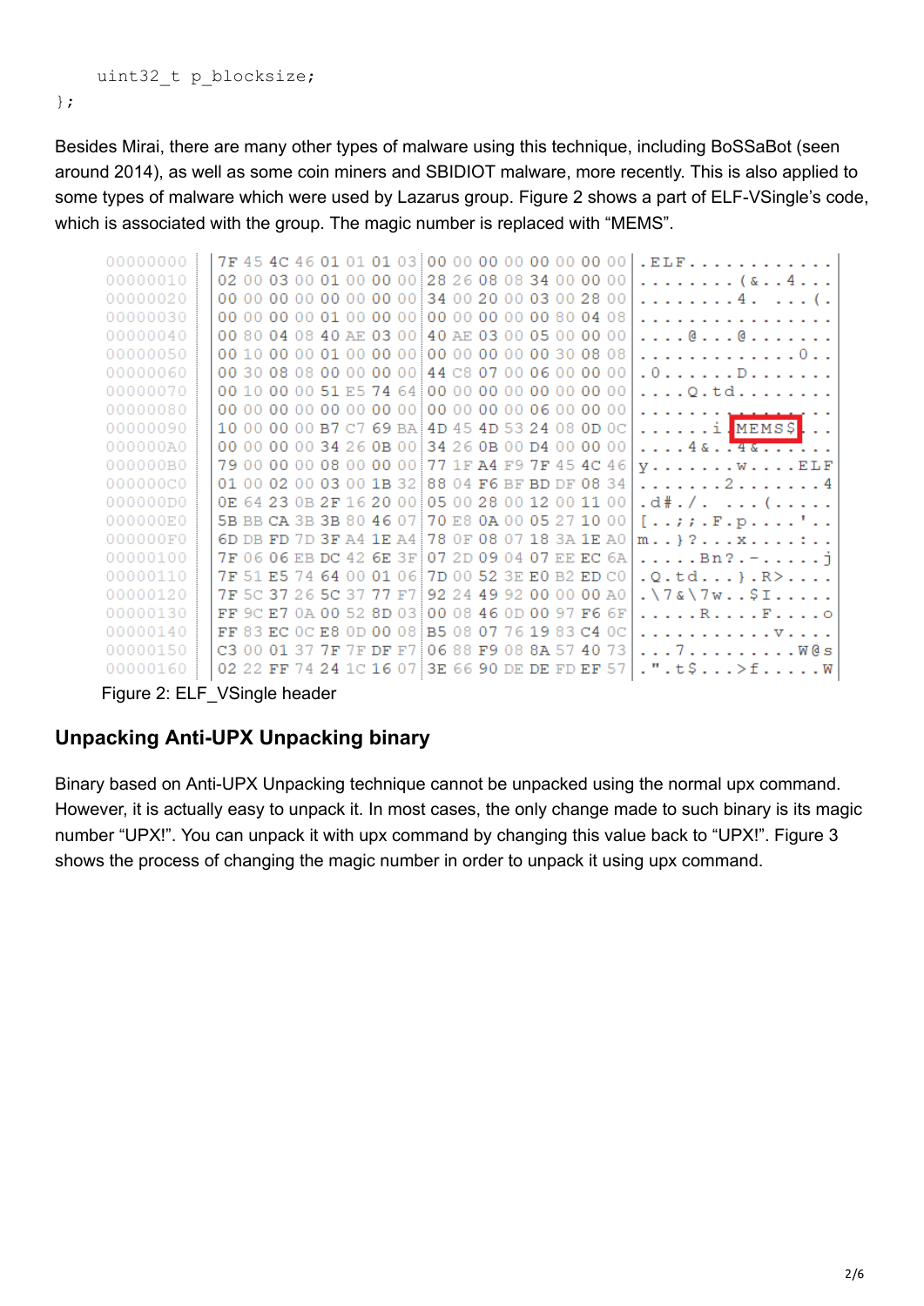```
    uint32_t p_blocksize;
};
```

Besides Mirai, there are many other types of malware using this technique, including BoSSaBot (seen around 2014), as well as some coin miners and SBIDIOT malware, more recently. This is also applied to some types of malware which were used by Lazarus group. Figure 2 shows a part of ELF-VSingle's code, which is associated with the group. The magic number is replaced with "MEMS".

```
00000000  7F 45 4C 46 01 01 01 03 00 00 00 00 00 00 00 00  .ELF............
00000010  02 00 03 00 01 00 00 00 28 26 08 08 34 00 00 00  ........(&..4...
00000020  00 00 00 00 00 00 00 00 34 00 20 00 03 00 28 00  ........4. ...(.
00000030  00 00 00 00 01 00 00 00 00 00 00 00 00 80 04 08  ................
00000040  00 80 04 08 40 AE 03 00 40 AE 03 00 05 00 00 00  ....@...@.......
00000050  00 10 00 00 01 00 00 00 00 00 00 00 00 30 08 08  .............0..
00000060  00 30 08 08 00 00 00 00 44 C8 07 00 06 00 00 00  .0......D.......
00000070  00 10 00 00 51 E5 74 64 00 00 00 00 00 00 00 00  ....Q.td........
00000080  00 00 00 00 00 00 00 00 00 00 00 00 06 00 00 00  ................
00000090  10 00 00 00 B7 C7 69 BA 4D 45 4D 53 24 08 0D 0C  ......i.MEMS$...
000000A0  00 00 00 00 34 26 0B 00 34 26 0B 00 D4 00 00 00  ....4&..4&......
000000B0  79 00 00 00 08 00 00 00 77 1F A4 F9 7F 45 4C 46  y.......w....ELF
000000C0  01 00 02 00 03 00 1B 32 88 04 F6 BF BD DF 08 34  .......2.......4
000000D0  0E 64 23 0B 2F 16 20 00 05 00 28 00 12 00 11 00  .d#./. ...(.....
000000E0  5B BB CA 3B 3B 80 46 07 70 E8 0A 00 05 27 10 00  [..;;.F.p....'..
000000F0  6D DB FD 7D 3F A4 1E A4 78 0F 08 07 18 3A 1E A0  m..}?...x....:..
00000100  7F 06 06 EB DC 42 6E 3F 07 2D 09 04 07 EE EC 6A  .....Bn?.-.....j
00000110  7F 51 E5 74 64 00 01 06 7D 00 52 3E E0 B2 ED C0  .Q.td...}.R>....
00000120  7F 5C 37 26 5C 37 77 F7 92 24 49 92 00 00 00 A0  .\7&\7w..$I.....
00000130  FF 9C E7 0A 00 52 8D 03 00 08 46 0D 00 97 F6 6F  .....R....F....o
00000140  FF 83 EC 0C E8 0D 00 08 B5 08 07 76 19 83 C4 0C  ...........v....
00000150  C3 00 01 37 7F 7F DF F7 06 88 F9 08 8A 57 40 73  ...7.........W@s
00000160  02 22 FF 74 24 1C 16 07 3E 66 90 DE DE FD EF 57  .".t$...>f.....W
```

Figure 2: ELF_VSingle header

## Unpacking Anti-UPX Unpacking binary

Binary based on Anti-UPX Unpacking technique cannot be unpacked using the normal upx command. However, it is actually easy to unpack it. In most cases, the only change made to such binary is its magic number "UPX!". You can unpack it with upx command by changing this value back to "UPX!". Figure 3 shows the process of changing the magic number in order to unpack it using upx command.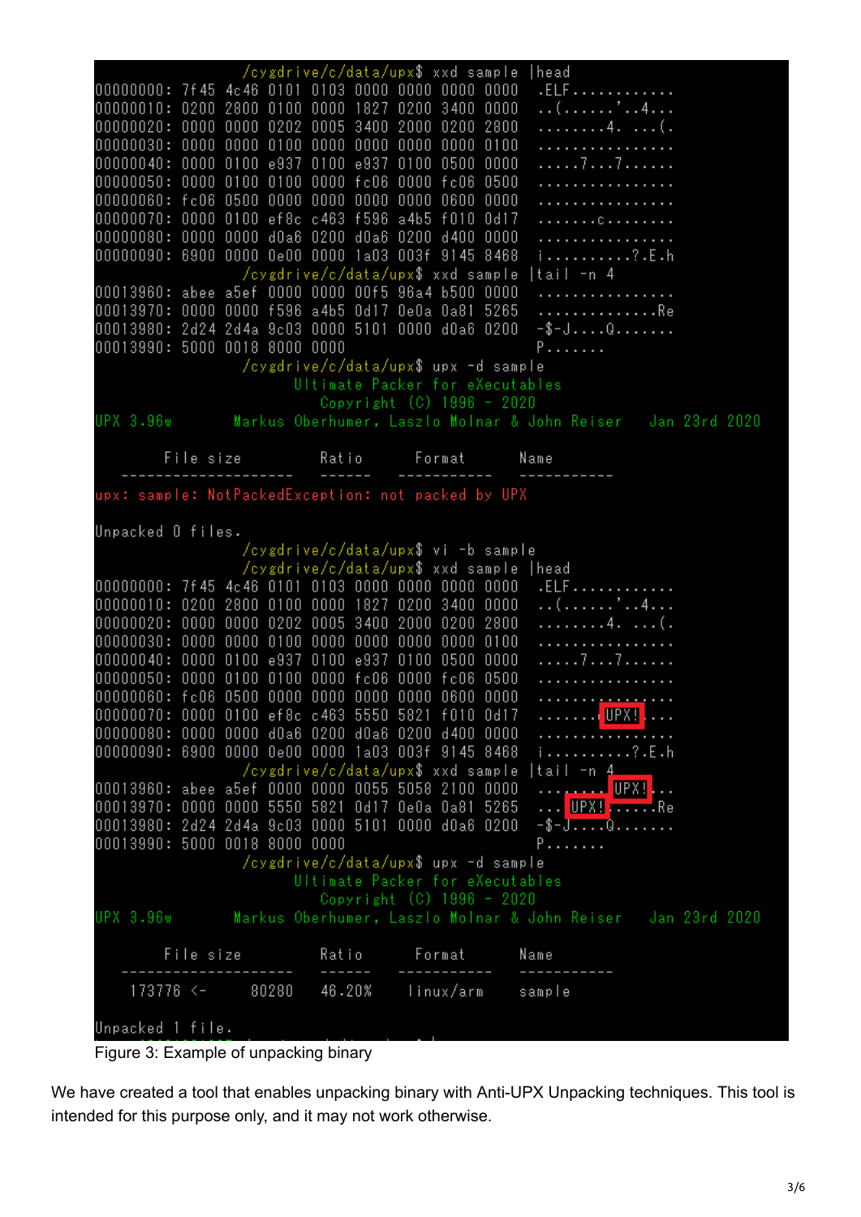```
/cygdrive/c/data/upx$ xxd sample |head
00000000: 7f45 4c46 0101 0103 0000 0000 0000 0000  .ELF............
00000010: 0200 2800 0100 0000 1827 0200 3400 0000  ..(......'..4...
00000020: 0000 0000 0202 0005 3400 2000 0200 2800  ........4. ...(.
00000030: 0000 0000 0100 0000 0000 0000 0000 0100  ................
00000040: 0000 0100 e937 0100 e937 0100 0500 0000  .....7...7......
00000050: 0000 0100 0100 0000 fc06 0000 fc06 0500  ................
00000060: fc06 0500 0000 0000 0000 0000 0600 0000  ................
00000070: 0000 0100 ef8c c463 f596 a4b5 f010 0d17  .......c........
00000080: 0000 0000 d0a6 0200 d0a6 0200 d400 0000  ................
00000090: 6900 0000 0e00 0000 1a03 003f 9145 8468  i..........?.E.h
/cygdrive/c/data/upx$ xxd sample |tail -n 4
00013960: abee a5ef 0000 0000 00f5 96a4 b500 0000  ................
00013970: 0000 0000 f596 a4b5 0d17 0e0a 0a81 5265  ..............Re
00013980: 2d24 2d4a 9c03 0000 5101 0000 d0a6 0200  -$-J....Q.......
00013990: 5000 0018 8000 0000                      P.......
/cygdrive/c/data/upx$ upx -d sample
                       Ultimate Packer for eXecutables
                          Copyright (C) 1996 - 2020
UPX 3.96w       Markus Oberhumer, Laszlo Molnar & John Reiser   Jan 23rd 2020

        File size         Ratio      Format      Name
   --------------------   ------   -----------   -----------
upx: sample: NotPackedException: not packed by UPX

Unpacked 0 files.
/cygdrive/c/data/upx$ vi -b sample
/cygdrive/c/data/upx$ xxd sample |head
00000000: 7f45 4c46 0101 0103 0000 0000 0000 0000  .ELF............
00000010: 0200 2800 0100 0000 1827 0200 3400 0000  ..(......'..4...
00000020: 0000 0000 0202 0005 3400 2000 0200 2800  ........4. ...(.
00000030: 0000 0000 0100 0000 0000 0000 0000 0100  ................
00000040: 0000 0100 e937 0100 e937 0100 0500 0000  .....7...7......
00000050: 0000 0100 0100 0000 fc06 0000 fc06 0500  ................
00000060: fc06 0500 0000 0000 0000 0000 0600 0000  ................
00000070: 0000 0100 ef8c c463 5550 5821 f010 0d17  .......cUPX!....
00000080: 0000 0000 d0a6 0200 d0a6 0200 d400 0000  ................
00000090: 6900 0000 0e00 0000 1a03 003f 9145 8468  i..........?.E.h
/cygdrive/c/data/upx$ xxd sample |tail -n 4
00013960: abee a5ef 0000 0000 0055 5058 2100 0000  .........UPX!...
00013970: 0000 0000 5550 5821 0d17 0e0a 0a81 5265  ....UPX!......Re
00013980: 2d24 2d4a 9c03 0000 5101 0000 d0a6 0200  -$-J....Q.......
00013990: 5000 0018 8000 0000                      P.......
/cygdrive/c/data/upx$ upx -d sample
                       Ultimate Packer for eXecutables
                          Copyright (C) 1996 - 2020
UPX 3.96w       Markus Oberhumer, Laszlo Molnar & John Reiser   Jan 23rd 2020

        File size         Ratio      Format      Name
   --------------------   ------   -----------   -----------
    173776 <-     80280   46.20%    linux/arm    sample

Unpacked 1 file.
```

Figure 3: Example of unpacking binary

We have created a tool that enables unpacking binary with Anti-UPX Unpacking techniques. This tool is intended for this purpose only, and it may not work otherwise.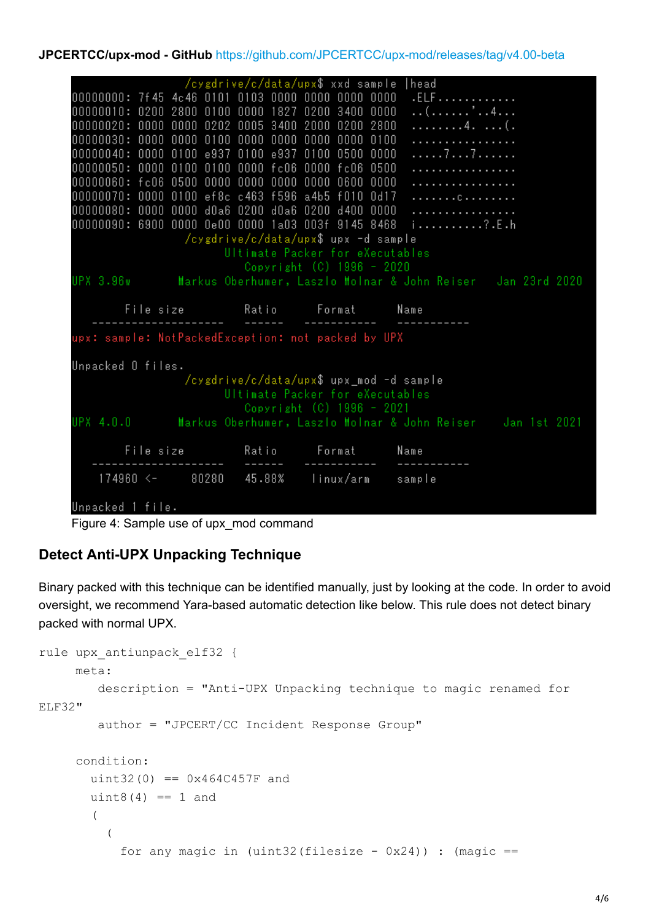**JPCERTCC/upx-mod - GitHub** https://github.com/JPCERTCC/upx-mod/releases/tag/v4.00-beta

```
/cygdrive/c/data/upx$ xxd sample |head
00000000: 7f45 4c46 0101 0103 0000 0000 0000 0000  .ELF............
00000010: 0200 2800 0100 0000 1827 0200 3400 0000  ..(......'..4...
00000020: 0000 0000 0202 0005 3400 2000 0200 2800  ........4. ...(.
00000030: 0000 0000 0100 0000 0000 0000 0000 0100  ................
00000040: 0000 0100 e937 0100 e937 0100 0500 0000  .....7...7......
00000050: 0000 0100 0100 0000 fc06 0000 fc06 0500  ................
00000060: fc06 0500 0000 0000 0000 0000 0600 0000  ................
00000070: 0000 0100 ef8c c463 f596 a4b5 f010 0d17  .......c........
00000080: 0000 0000 d0a6 0200 d0a6 0200 d400 0000  ................
00000090: 6900 0000 0e00 0000 1a03 003f 9145 8468  i..........?.E.h
/cygdrive/c/data/upx$ upx -d sample
                       Ultimate Packer for eXecutables
                          Copyright (C) 1996 - 2020
UPX 3.96w       Markus Oberhumer, Laszlo Molnar & John Reiser   Jan 23rd 2020

        File size         Ratio      Format      Name
   --------------------   ------   -----------   -----------
upx: sample: NotPackedException: not packed by UPX

Unpacked 0 files.
/cygdrive/c/data/upx$ upx_mod -d sample
                       Ultimate Packer for eXecutables
                          Copyright (C) 1996 - 2021
UPX 4.0.0       Markus Oberhumer, Laszlo Molnar & John Reiser    Jan 1st 2021

        File size         Ratio      Format      Name
   --------------------   ------   -----------   -----------
    174960 <-     80280   45.88%    linux/arm    sample

Unpacked 1 file.
```

Figure 4: Sample use of upx_mod command

### Detect Anti-UPX Unpacking Technique

Binary packed with this technique can be identified manually, just by looking at the code. In order to avoid oversight, we recommend Yara-based automatic detection like below. This rule does not detect binary packed with normal UPX.

```
rule upx_antiunpack_elf32 {
     meta:
        description = "Anti-UPX Unpacking technique to magic renamed for
ELF32"
        author = "JPCERT/CC Incident Response Group"

     condition:
       uint32(0) == 0x464C457F and
       uint8(4) == 1 and
       (
         (
           for any magic in (uint32(filesize - 0x24)) : (magic ==
```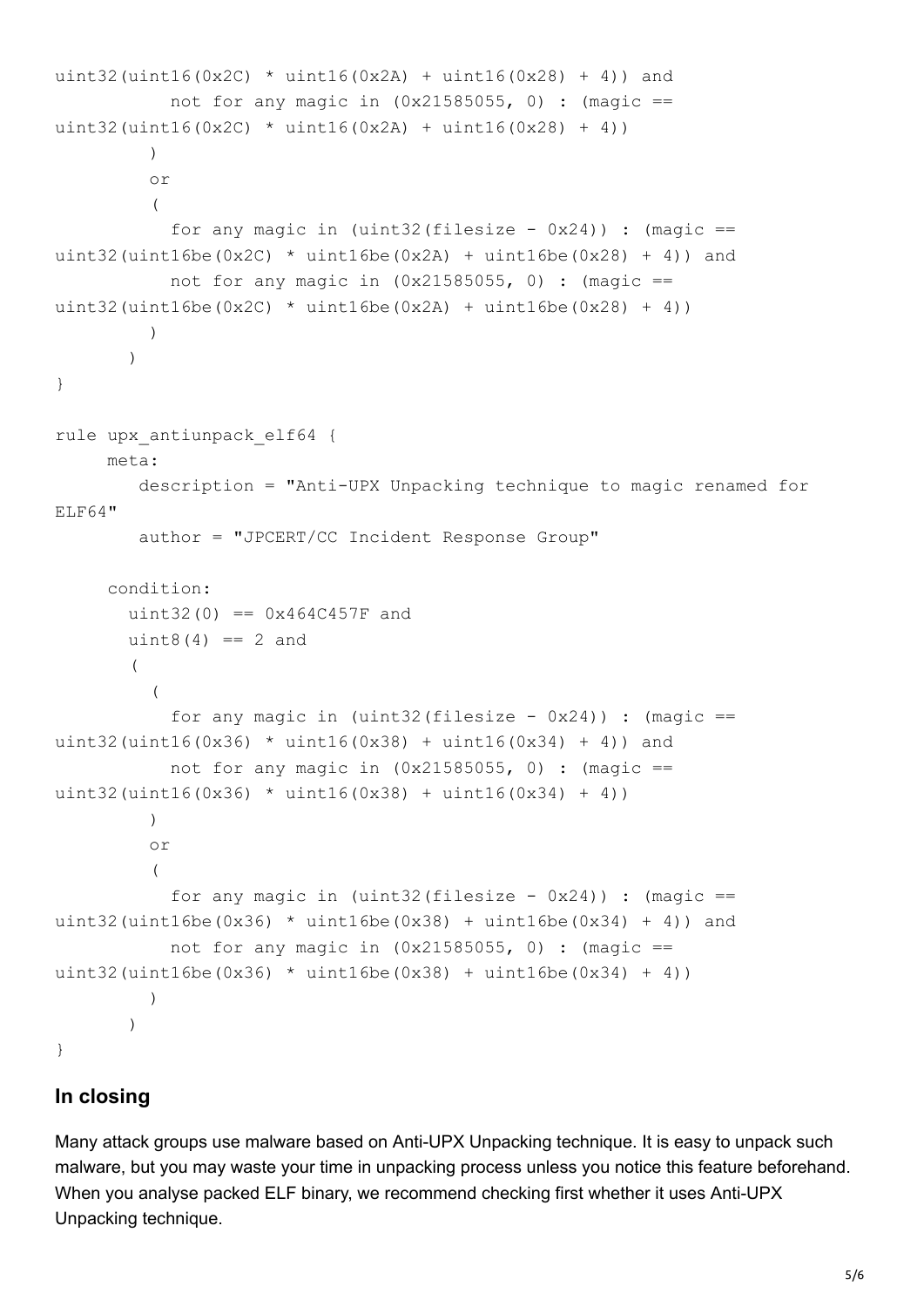```
uint32(uint16(0x2C) * uint16(0x2A) + uint16(0x28) + 4)) and
           not for any magic in (0x21585055, 0) : (magic ==
uint32(uint16(0x2C) * uint16(0x2A) + uint16(0x28) + 4))
         )
         or
         (
           for any magic in (uint32(filesize - 0x24)) : (magic ==
uint32(uint16be(0x2C) * uint16be(0x2A) + uint16be(0x28) + 4)) and
           not for any magic in (0x21585055, 0) : (magic ==
uint32(uint16be(0x2C) * uint16be(0x2A) + uint16be(0x28) + 4))
         )
       )
}

rule upx_antiunpack_elf64 {
     meta:
        description = "Anti-UPX Unpacking technique to magic renamed for
ELF64"
        author = "JPCERT/CC Incident Response Group"

     condition:
       uint32(0) == 0x464C457F and
       uint8(4) == 2 and
       (
         (
           for any magic in (uint32(filesize - 0x24)) : (magic ==
uint32(uint16(0x36) * uint16(0x38) + uint16(0x34) + 4)) and
           not for any magic in (0x21585055, 0) : (magic ==
uint32(uint16(0x36) * uint16(0x38) + uint16(0x34) + 4))
         )
         or
         (
           for any magic in (uint32(filesize - 0x24)) : (magic ==
uint32(uint16be(0x36) * uint16be(0x38) + uint16be(0x34) + 4)) and
           not for any magic in (0x21585055, 0) : (magic ==
uint32(uint16be(0x36) * uint16be(0x38) + uint16be(0x34) + 4))
         )
       )
}
```

## In closing

Many attack groups use malware based on Anti-UPX Unpacking technique. It is easy to unpack such malware, but you may waste your time in unpacking process unless you notice this feature beforehand. When you analyse packed ELF binary, we recommend checking first whether it uses Anti-UPX Unpacking technique.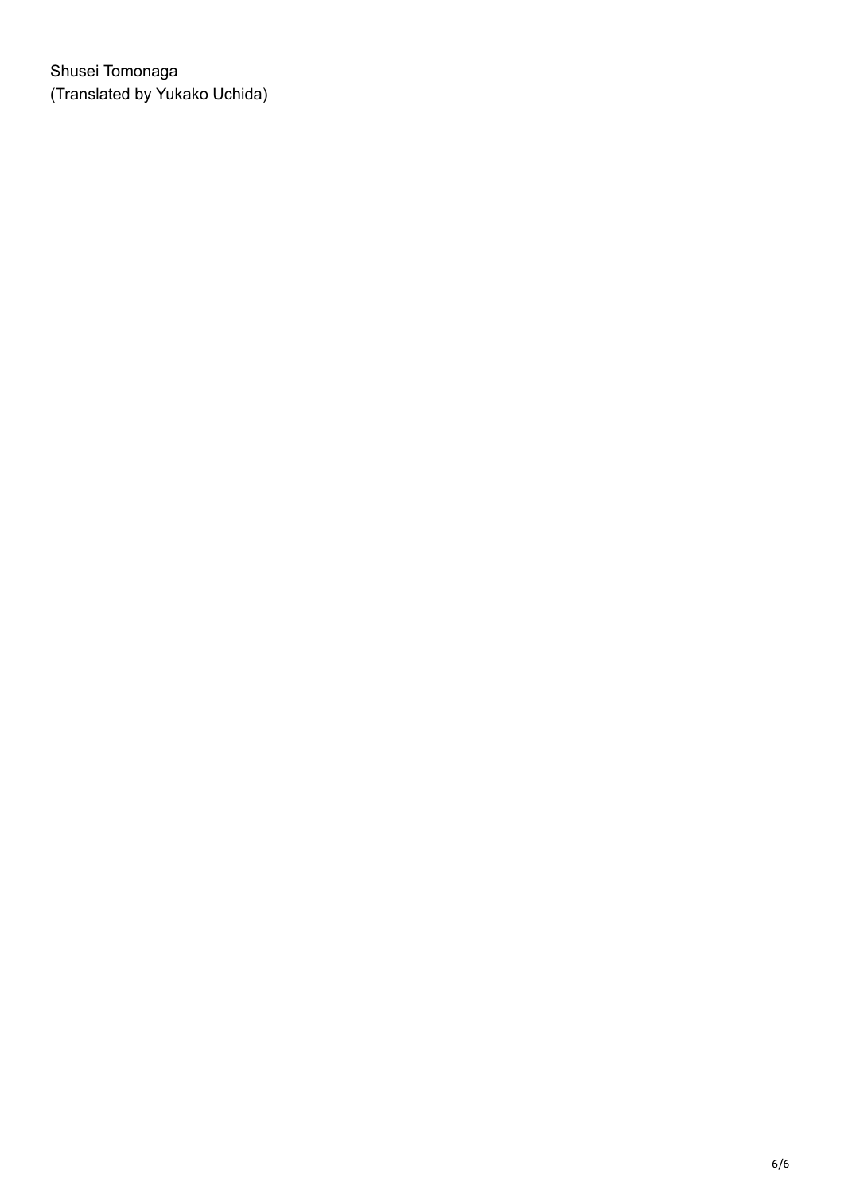Shusei Tomonaga
(Translated by Yukako Uchida)